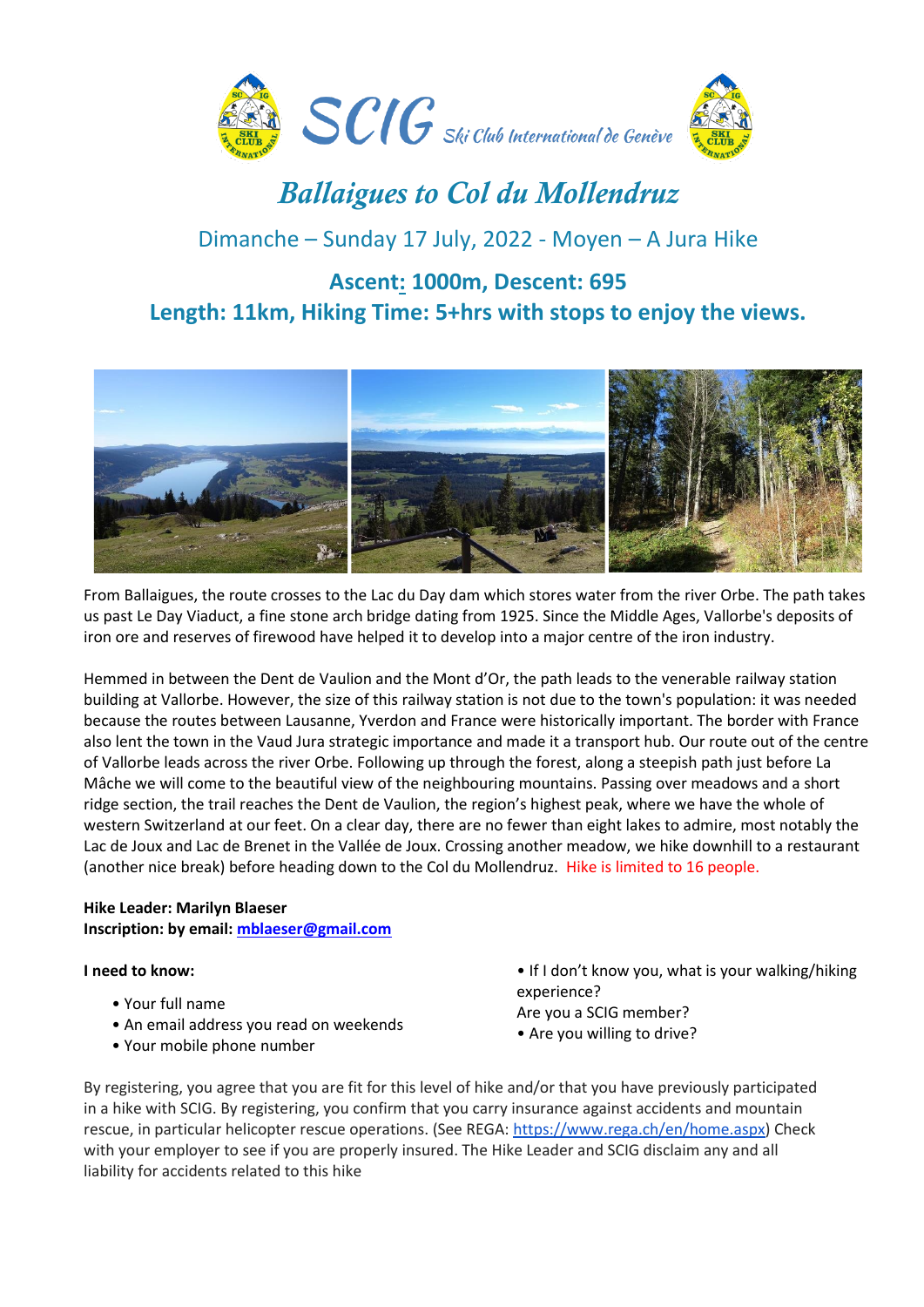# SCIG Ski Club International de Genève

## Ballaigues to Col du Mollendruz

Dimanche – Sunday 17 July, 2022 - Moyen – A Jura Hike

**Ascent: 1000m, Descent: 695**

**Length: 11km, Hiking Time: 5+hrs with stops to enjoy the views.**

From Ballaigues, the route crosses to the Lac du Day dam which stores water from the river Orbe. The path takes us past Le Day Viaduct, a fine stone arch bridge dating from 1925. Since the Middle Ages, Vallorbe's deposits of iron ore and reserves of firewood have helped it to develop into a major centre of the iron industry.

Hemmed in between the Dent de Vaulion and the Mont d'Or, the path leads to the venerable railway station building at Vallorbe. However, the size of this railway station is not due to the town's population: it was needed because the routes between Lausanne, Yverdon and France were historically important. The border with France also lent the town in the Vaud Jura strategic importance and made it a transport hub. Our route out of the centre of Vallorbe leads across the river Orbe. Following up through the forest, along a steepish path just before La Mâche we will come to the beautiful view of the neighbouring mountains. Passing over meadows and a short ridge section, the trail reaches the Dent de Vaulion, the region's highest peak, where we have the whole of western Switzerland at our feet. On a clear day, there are no fewer than eight lakes to admire, most notably the Lac de Joux and Lac de Brenet in the Vallée de Joux. Crossing another meadow, we hike downhill to a restaurant (another nice break) before heading down to the Col du Mollendruz. Hike is limited to 16 people.

**Hike Leader: Marilyn Blaeser**
**Inscription: by email: [mblaeser@gmail.com](mailto:mblaeser@gmail.com)**

**I need to know:**

- Your full name
- An email address you read on weekends
- Your mobile phone number
- If I don't know you, what is your walking/hiking experience? Are you a SCIG member?
- Are you willing to drive?

By registering, you agree that you are fit for this level of hike and/or that you have previously participated in a hike with SCIG. By registering, you confirm that you carry insurance against accidents and mountain rescue, in particular helicopter rescue operations. (See REGA: [https://www.rega.ch/en/home.aspx](https://www.rega.ch/en/home.aspx)) Check with your employer to see if you are properly insured. The Hike Leader and SCIG disclaim any and all liability for accidents related to this hike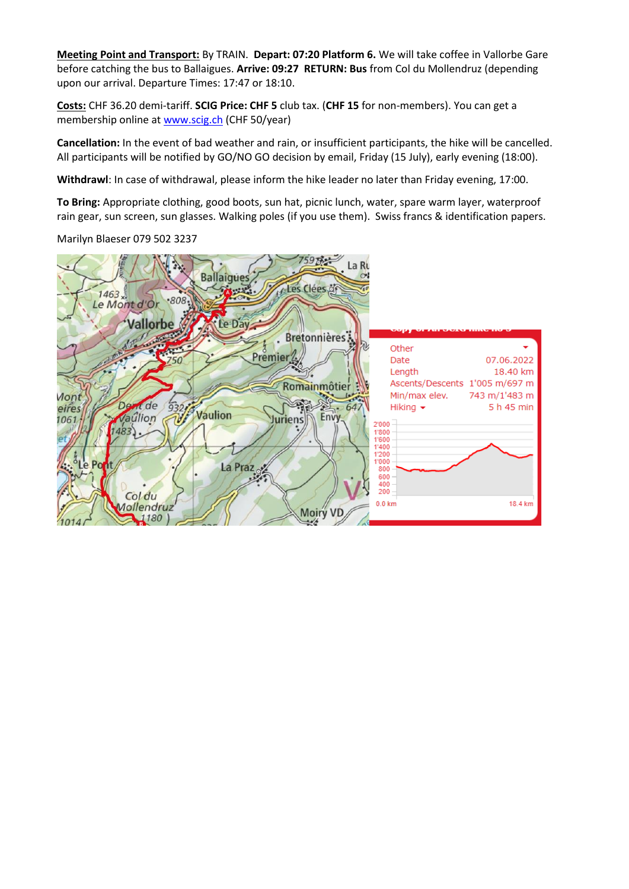**Meeting Point and Transport:** By TRAIN. **Depart: 07:20 Platform 6.** We will take coffee in Vallorbe Gare before catching the bus to Ballaigues. **Arrive: 09:27 RETURN: Bus** from Col du Mollendruz (depending upon our arrival. Departure Times: 17:47 or 18:10.

**Costs:** CHF 36.20 demi-tariff. **SCIG Price: CHF 5** club tax. (**CHF 15** for non-members). You can get a membership online at [www.scig.ch](www.scig.ch) (CHF 50/year)

**Cancellation:** In the event of bad weather and rain, or insufficient participants, the hike will be cancelled. All participants will be notified by GO/NO GO decision by email, Friday (15 July), early evening (18:00).

**Withdrawl**: In case of withdrawal, please inform the hike leader no later than Friday evening, 17:00.

**To Bring:** Appropriate clothing, good boots, sun hat, picnic lunch, water, spare warm layer, waterproof rain gear, sun screen, sun glasses. Walking poles (if you use them). Swiss francs & identification papers.

Marilyn Blaeser 079 502 3237

Other
Date 07.06.2022
Length 18.40 km
Ascents/Descents 1'005 m/697 m
Min/max elev. 743 m/1'483 m
Hiking 5 h 45 min

2'000
1'800
1'600
1'400
1'200
1'000
800
600
400
200
0.0 km
18.4 km